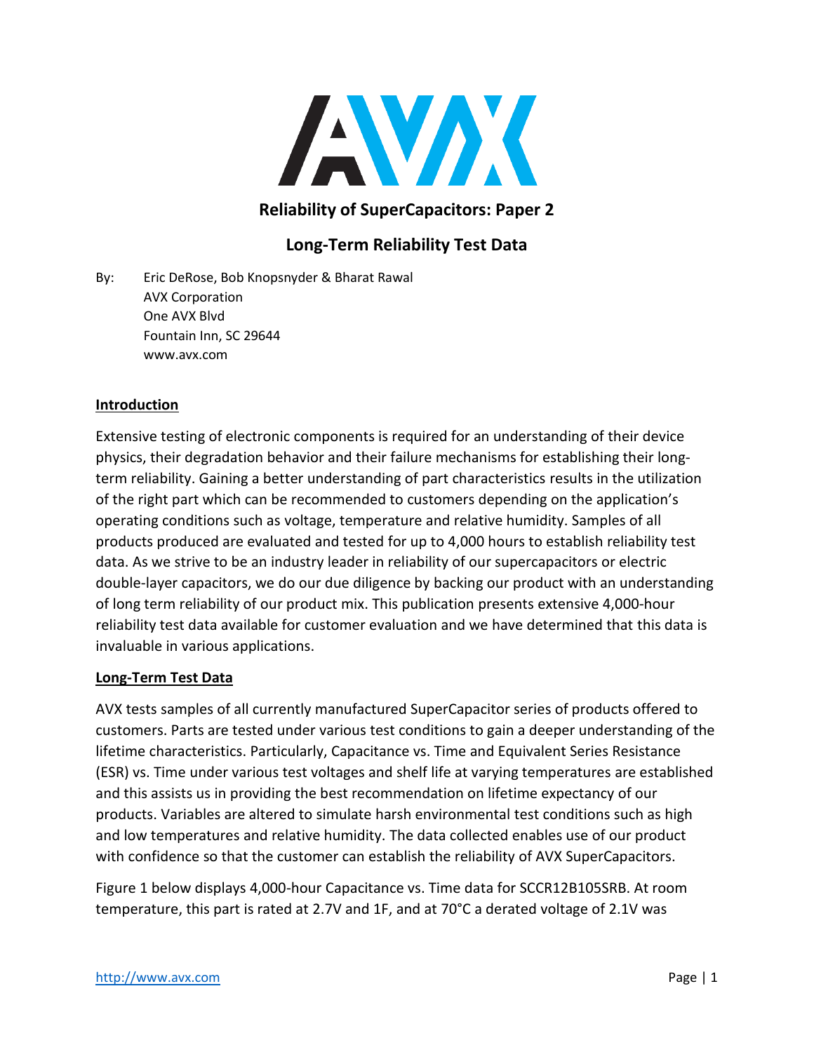# Reliability of SuperCapacitors: Paper 2

## Long-Term Reliability Test Data

By: Eric DeRose, Bob Knopsnyder & Bharat Rawal
AVX Corporation
One AVX Blvd
Fountain Inn, SC 29644
www.avx.com

### Introduction

Extensive testing of electronic components is required for an understanding of their device physics, their degradation behavior and their failure mechanisms for establishing their long-term reliability. Gaining a better understanding of part characteristics results in the utilization of the right part which can be recommended to customers depending on the application's operating conditions such as voltage, temperature and relative humidity. Samples of all products produced are evaluated and tested for up to 4,000 hours to establish reliability test data. As we strive to be an industry leader in reliability of our supercapacitors or electric double-layer capacitors, we do our due diligence by backing our product with an understanding of long term reliability of our product mix. This publication presents extensive 4,000-hour reliability test data available for customer evaluation and we have determined that this data is invaluable in various applications.

### Long-Term Test Data

AVX tests samples of all currently manufactured SuperCapacitor series of products offered to customers. Parts are tested under various test conditions to gain a deeper understanding of the lifetime characteristics. Particularly, Capacitance vs. Time and Equivalent Series Resistance (ESR) vs. Time under various test voltages and shelf life at varying temperatures are established and this assists us in providing the best recommendation on lifetime expectancy of our products. Variables are altered to simulate harsh environmental test conditions such as high and low temperatures and relative humidity. The data collected enables use of our product with confidence so that the customer can establish the reliability of AVX SuperCapacitors.

Figure 1 below displays 4,000-hour Capacitance vs. Time data for SCCR12B105SRB. At room temperature, this part is rated at 2.7V and 1F, and at 70°C a derated voltage of 2.1V was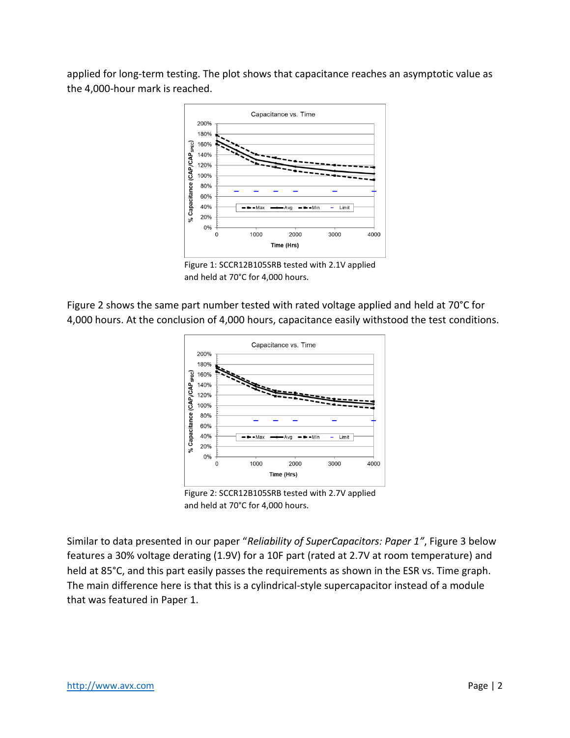applied for long-term testing. The plot shows that capacitance reaches an asymptotic value as the 4,000-hour mark is reached.

Figure 1: SCCR12B105SRB tested with 2.1V applied and held at 70°C for 4,000 hours.

Figure 2 shows the same part number tested with rated voltage applied and held at 70°C for 4,000 hours. At the conclusion of 4,000 hours, capacitance easily withstood the test conditions.

Figure 2: SCCR12B105SRB tested with 2.7V applied and held at 70°C for 4,000 hours.

Similar to data presented in our paper "*Reliability of SuperCapacitors: Paper 1"*, Figure 3 below features a 30% voltage derating (1.9V) for a 10F part (rated at 2.7V at room temperature) and held at 85°C, and this part easily passes the requirements as shown in the ESR vs. Time graph. The main difference here is that this is a cylindrical-style supercapacitor instead of a module that was featured in Paper 1.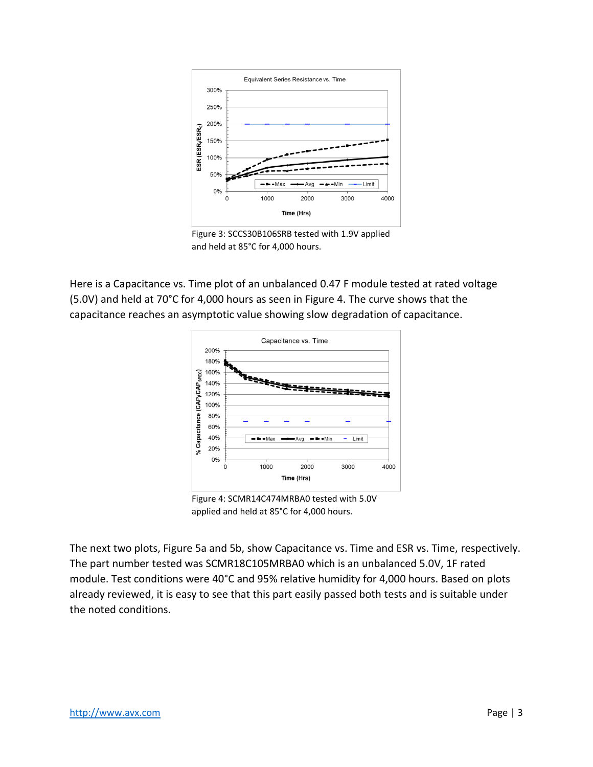Figure 3: SCCS30B106SRB tested with 1.9V applied and held at 85°C for 4,000 hours.

Here is a Capacitance vs. Time plot of an unbalanced 0.47 F module tested at rated voltage (5.0V) and held at 70°C for 4,000 hours as seen in Figure 4. The curve shows that the capacitance reaches an asymptotic value showing slow degradation of capacitance.

Figure 4: SCMR14C474MRBA0 tested with 5.0V applied and held at 85°C for 4,000 hours.

The next two plots, Figure 5a and 5b, show Capacitance vs. Time and ESR vs. Time, respectively. The part number tested was SCMR18C105MRBA0 which is an unbalanced 5.0V, 1F rated module. Test conditions were 40°C and 95% relative humidity for 4,000 hours. Based on plots already reviewed, it is easy to see that this part easily passed both tests and is suitable under the noted conditions.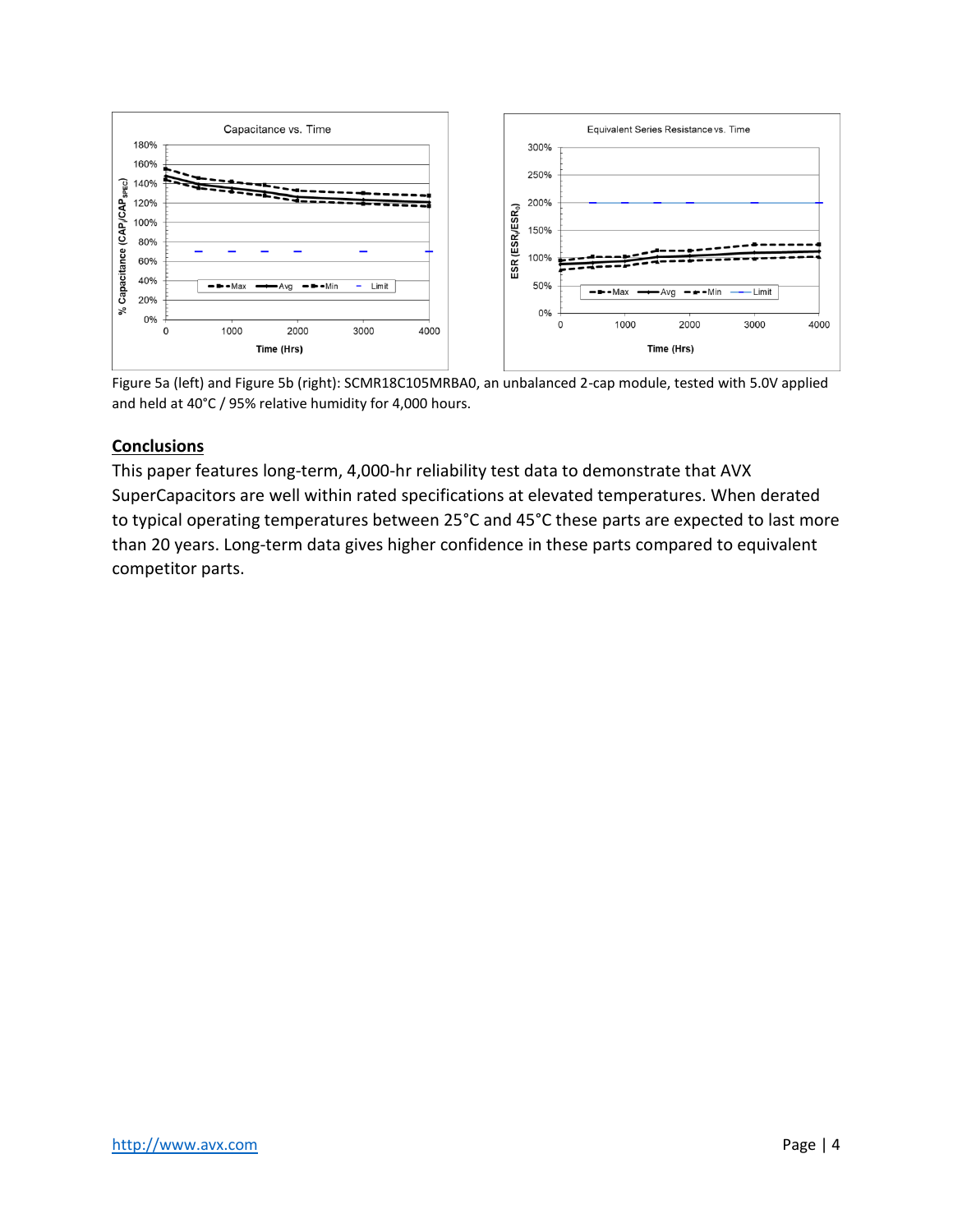Capacitance vs. Time

% Capacitance (CAP/CAP$_{SPEC}$)

180%
160%
140%
120%
100%
80%
60%
40%
20%
0%

0 1000 2000 3000 4000

Time (Hrs)

Max Avg Min Limit

Equivalent Series Resistance vs. Time

ESR (ESR/ESR$_0$)

300%
250%
200%
150%
100%
50%
0%

0 1000 2000 3000 4000

Time (Hrs)

Max Avg Min Limit

Figure 5a (left) and Figure 5b (right): SCMR18C105MRBA0, an unbalanced 2-cap module, tested with 5.0V applied and held at 40°C / 95% relative humidity for 4,000 hours.

## Conclusions

This paper features long-term, 4,000-hr reliability test data to demonstrate that AVX SuperCapacitors are well within rated specifications at elevated temperatures. When derated to typical operating temperatures between 25°C and 45°C these parts are expected to last more than 20 years. Long-term data gives higher confidence in these parts compared to equivalent competitor parts.

http://www.avx.com